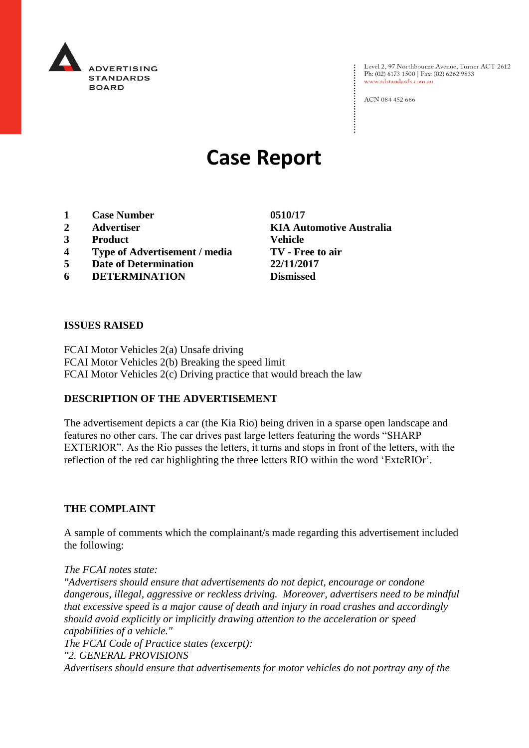ADVERTISING STANDARDS BOARD

Level 2, 97 Northbourne Avenue, Turner ACT 2612
Ph: (02) 6173 1500 | Fax: (02) 6262 9833
www.adstandards.com.au

ACN 084 452 666

# Case Report

| | | |
|---|---|---|
| **1** | **Case Number** | **0510/17** |
| **2** | **Advertiser** | **KIA Automotive Australia** |
| **3** | **Product** | **Vehicle** |
| **4** | **Type of Advertisement / media** | **TV - Free to air** |
| **5** | **Date of Determination** | **22/11/2017** |
| **6** | **DETERMINATION** | **Dismissed** |

**ISSUES RAISED**

FCAI Motor Vehicles 2(a) Unsafe driving
FCAI Motor Vehicles 2(b) Breaking the speed limit
FCAI Motor Vehicles 2(c) Driving practice that would breach the law

**DESCRIPTION OF THE ADVERTISEMENT**

The advertisement depicts a car (the Kia Rio) being driven in a sparse open landscape and features no other cars. The car drives past large letters featuring the words "SHARP EXTERIOR". As the Rio passes the letters, it turns and stops in front of the letters, with the reflection of the red car highlighting the three letters RIO within the word 'ExteRIOr'.

**THE COMPLAINT**

A sample of comments which the complainant/s made regarding this advertisement included the following:

*The FCAI notes state:*
*"Advertisers should ensure that advertisements do not depict, encourage or condone dangerous, illegal, aggressive or reckless driving. Moreover, advertisers need to be mindful that excessive speed is a major cause of death and injury in road crashes and accordingly should avoid explicitly or implicitly drawing attention to the acceleration or speed capabilities of a vehicle."*
*The FCAI Code of Practice states (excerpt):*
*"2. GENERAL PROVISIONS*
*Advertisers should ensure that advertisements for motor vehicles do not portray any of the*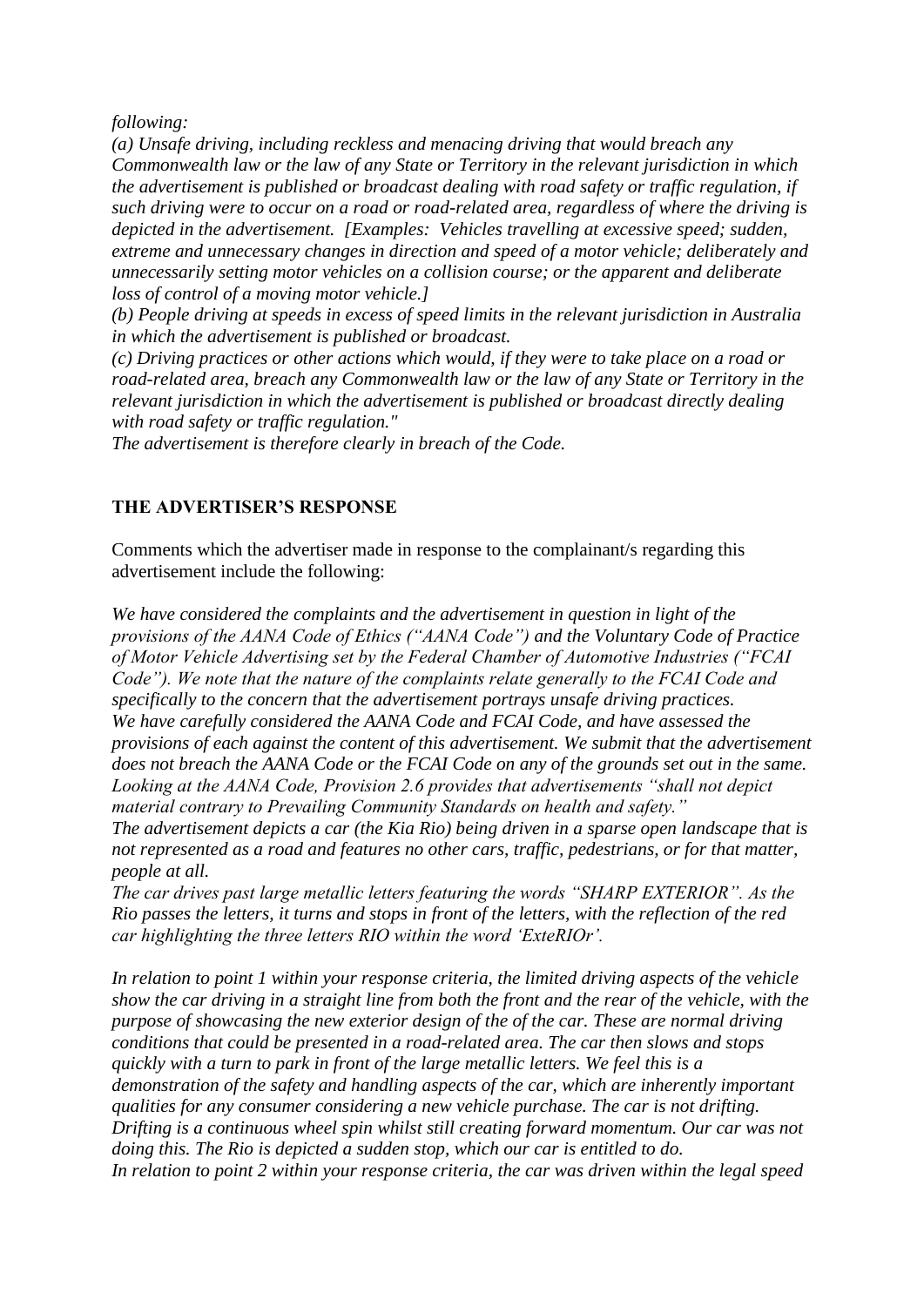*following:*

*(a) Unsafe driving, including reckless and menacing driving that would breach any Commonwealth law or the law of any State or Territory in the relevant jurisdiction in which the advertisement is published or broadcast dealing with road safety or traffic regulation, if such driving were to occur on a road or road-related area, regardless of where the driving is depicted in the advertisement. [Examples: Vehicles travelling at excessive speed; sudden, extreme and unnecessary changes in direction and speed of a motor vehicle; deliberately and unnecessarily setting motor vehicles on a collision course; or the apparent and deliberate loss of control of a moving motor vehicle.]*

*(b) People driving at speeds in excess of speed limits in the relevant jurisdiction in Australia in which the advertisement is published or broadcast.*

*(c) Driving practices or other actions which would, if they were to take place on a road or road-related area, breach any Commonwealth law or the law of any State or Territory in the relevant jurisdiction in which the advertisement is published or broadcast directly dealing with road safety or traffic regulation."*

*The advertisement is therefore clearly in breach of the Code.*

**THE ADVERTISER'S RESPONSE**

Comments which the advertiser made in response to the complainant/s regarding this advertisement include the following:

*We have considered the complaints and the advertisement in question in light of the provisions of the AANA Code of Ethics ("AANA Code") and the Voluntary Code of Practice of Motor Vehicle Advertising set by the Federal Chamber of Automotive Industries ("FCAI Code"). We note that the nature of the complaints relate generally to the FCAI Code and specifically to the concern that the advertisement portrays unsafe driving practices.*
*We have carefully considered the AANA Code and FCAI Code, and have assessed the provisions of each against the content of this advertisement. We submit that the advertisement does not breach the AANA Code or the FCAI Code on any of the grounds set out in the same.*
*Looking at the AANA Code, Provision 2.6 provides that advertisements "shall not depict material contrary to Prevailing Community Standards on health and safety."*
*The advertisement depicts a car (the Kia Rio) being driven in a sparse open landscape that is not represented as a road and features no other cars, traffic, pedestrians, or for that matter, people at all.*
*The car drives past large metallic letters featuring the words "SHARP EXTERIOR". As the Rio passes the letters, it turns and stops in front of the letters, with the reflection of the red car highlighting the three letters RIO within the word 'ExteRIOr'.*

*In relation to point 1 within your response criteria, the limited driving aspects of the vehicle show the car driving in a straight line from both the front and the rear of the vehicle, with the purpose of showcasing the new exterior design of the of the car. These are normal driving conditions that could be presented in a road-related area. The car then slows and stops quickly with a turn to park in front of the large metallic letters. We feel this is a demonstration of the safety and handling aspects of the car, which are inherently important qualities for any consumer considering a new vehicle purchase. The car is not drifting. Drifting is a continuous wheel spin whilst still creating forward momentum. Our car was not doing this. The Rio is depicted a sudden stop, which our car is entitled to do.*
*In relation to point 2 within your response criteria, the car was driven within the legal speed*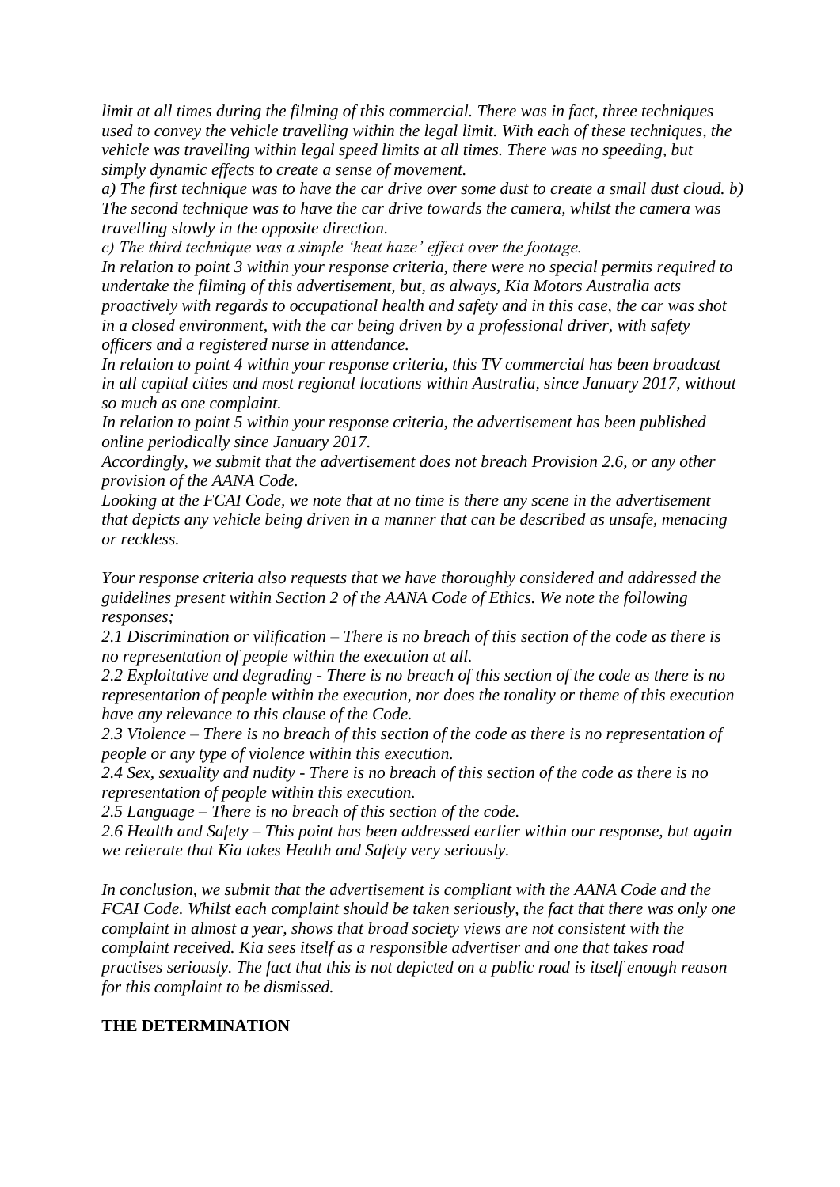*limit at all times during the filming of this commercial. There was in fact, three techniques used to convey the vehicle travelling within the legal limit. With each of these techniques, the vehicle was travelling within legal speed limits at all times. There was no speeding, but simply dynamic effects to create a sense of movement.*

*a) The first technique was to have the car drive over some dust to create a small dust cloud. b) The second technique was to have the car drive towards the camera, whilst the camera was travelling slowly in the opposite direction.*

*c) The third technique was a simple 'heat haze' effect over the footage.*

*In relation to point 3 within your response criteria, there were no special permits required to undertake the filming of this advertisement, but, as always, Kia Motors Australia acts proactively with regards to occupational health and safety and in this case, the car was shot in a closed environment, with the car being driven by a professional driver, with safety officers and a registered nurse in attendance.*

*In relation to point 4 within your response criteria, this TV commercial has been broadcast in all capital cities and most regional locations within Australia, since January 2017, without so much as one complaint.*

*In relation to point 5 within your response criteria, the advertisement has been published online periodically since January 2017.*

*Accordingly, we submit that the advertisement does not breach Provision 2.6, or any other provision of the AANA Code.*

*Looking at the FCAI Code, we note that at no time is there any scene in the advertisement that depicts any vehicle being driven in a manner that can be described as unsafe, menacing or reckless.*

*Your response criteria also requests that we have thoroughly considered and addressed the guidelines present within Section 2 of the AANA Code of Ethics. We note the following responses;*

*2.1 Discrimination or vilification – There is no breach of this section of the code as there is no representation of people within the execution at all.*

*2.2 Exploitative and degrading - There is no breach of this section of the code as there is no representation of people within the execution, nor does the tonality or theme of this execution have any relevance to this clause of the Code.*

*2.3 Violence – There is no breach of this section of the code as there is no representation of people or any type of violence within this execution.*

*2.4 Sex, sexuality and nudity - There is no breach of this section of the code as there is no representation of people within this execution.*

*2.5 Language – There is no breach of this section of the code.*

*2.6 Health and Safety – This point has been addressed earlier within our response, but again we reiterate that Kia takes Health and Safety very seriously.*

*In conclusion, we submit that the advertisement is compliant with the AANA Code and the FCAI Code. Whilst each complaint should be taken seriously, the fact that there was only one complaint in almost a year, shows that broad society views are not consistent with the complaint received. Kia sees itself as a responsible advertiser and one that takes road practises seriously. The fact that this is not depicted on a public road is itself enough reason for this complaint to be dismissed.*

**THE DETERMINATION**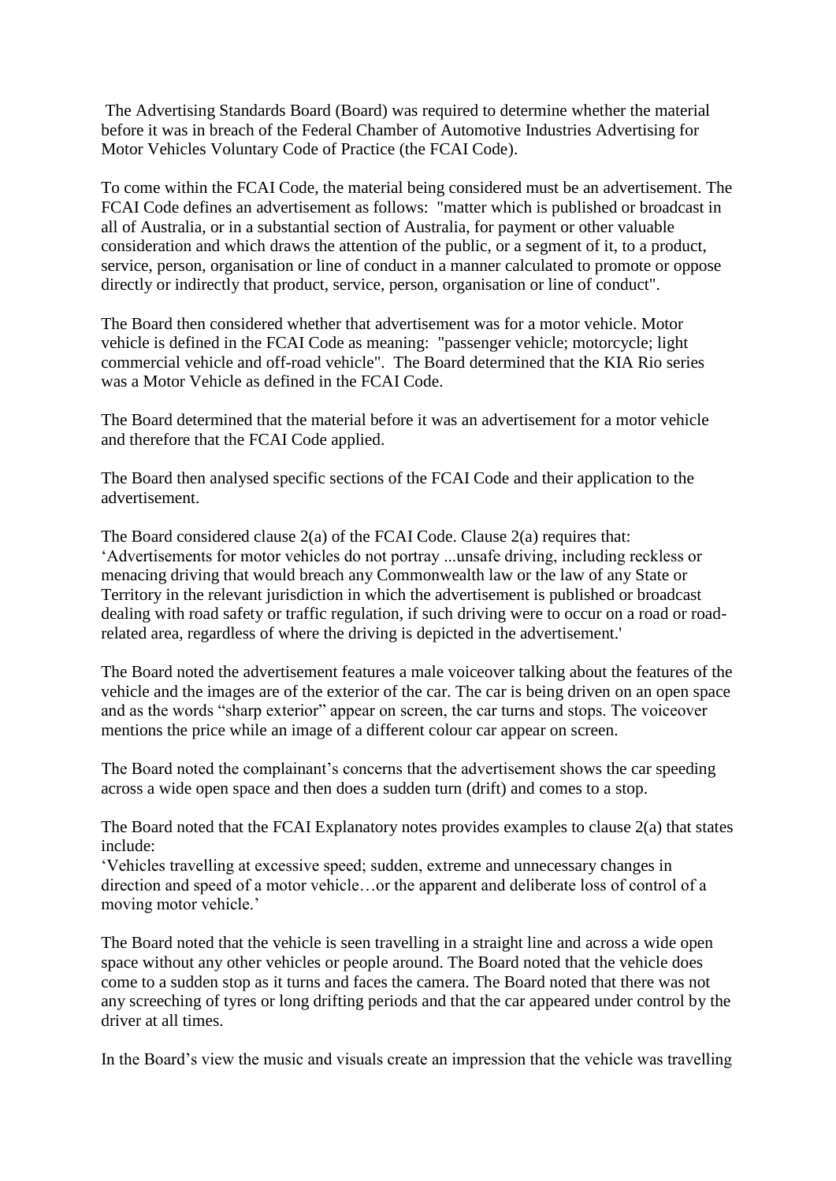The Advertising Standards Board (Board) was required to determine whether the material before it was in breach of the Federal Chamber of Automotive Industries Advertising for Motor Vehicles Voluntary Code of Practice (the FCAI Code).

To come within the FCAI Code, the material being considered must be an advertisement. The FCAI Code defines an advertisement as follows: "matter which is published or broadcast in all of Australia, or in a substantial section of Australia, for payment or other valuable consideration and which draws the attention of the public, or a segment of it, to a product, service, person, organisation or line of conduct in a manner calculated to promote or oppose directly or indirectly that product, service, person, organisation or line of conduct".

The Board then considered whether that advertisement was for a motor vehicle. Motor vehicle is defined in the FCAI Code as meaning: "passenger vehicle; motorcycle; light commercial vehicle and off-road vehicle". The Board determined that the KIA Rio series was a Motor Vehicle as defined in the FCAI Code.

The Board determined that the material before it was an advertisement for a motor vehicle and therefore that the FCAI Code applied.

The Board then analysed specific sections of the FCAI Code and their application to the advertisement.

The Board considered clause 2(a) of the FCAI Code. Clause 2(a) requires that: 'Advertisements for motor vehicles do not portray ...unsafe driving, including reckless or menacing driving that would breach any Commonwealth law or the law of any State or Territory in the relevant jurisdiction in which the advertisement is published or broadcast dealing with road safety or traffic regulation, if such driving were to occur on a road or road-related area, regardless of where the driving is depicted in the advertisement.'

The Board noted the advertisement features a male voiceover talking about the features of the vehicle and the images are of the exterior of the car. The car is being driven on an open space and as the words "sharp exterior" appear on screen, the car turns and stops. The voiceover mentions the price while an image of a different colour car appear on screen.

The Board noted the complainant's concerns that the advertisement shows the car speeding across a wide open space and then does a sudden turn (drift) and comes to a stop.

The Board noted that the FCAI Explanatory notes provides examples to clause 2(a) that states include:
'Vehicles travelling at excessive speed; sudden, extreme and unnecessary changes in direction and speed of a motor vehicle…or the apparent and deliberate loss of control of a moving motor vehicle.'

The Board noted that the vehicle is seen travelling in a straight line and across a wide open space without any other vehicles or people around. The Board noted that the vehicle does come to a sudden stop as it turns and faces the camera. The Board noted that there was not any screeching of tyres or long drifting periods and that the car appeared under control by the driver at all times.

In the Board's view the music and visuals create an impression that the vehicle was travelling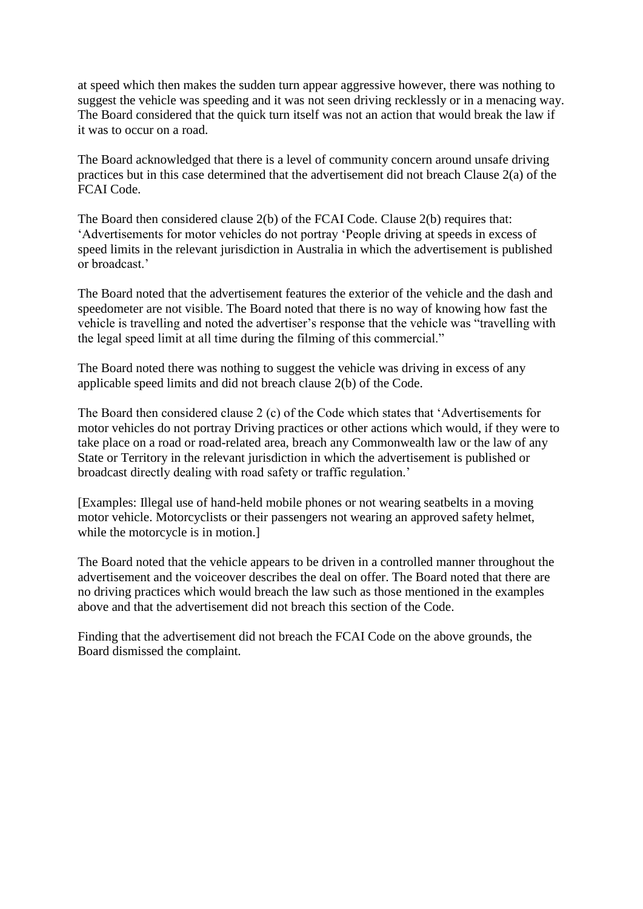at speed which then makes the sudden turn appear aggressive however, there was nothing to suggest the vehicle was speeding and it was not seen driving recklessly or in a menacing way. The Board considered that the quick turn itself was not an action that would break the law if it was to occur on a road.

The Board acknowledged that there is a level of community concern around unsafe driving practices but in this case determined that the advertisement did not breach Clause 2(a) of the FCAI Code.

The Board then considered clause 2(b) of the FCAI Code. Clause 2(b) requires that: 'Advertisements for motor vehicles do not portray 'People driving at speeds in excess of speed limits in the relevant jurisdiction in Australia in which the advertisement is published or broadcast.'

The Board noted that the advertisement features the exterior of the vehicle and the dash and speedometer are not visible. The Board noted that there is no way of knowing how fast the vehicle is travelling and noted the advertiser's response that the vehicle was "travelling with the legal speed limit at all time during the filming of this commercial."

The Board noted there was nothing to suggest the vehicle was driving in excess of any applicable speed limits and did not breach clause 2(b) of the Code.

The Board then considered clause 2 (c) of the Code which states that 'Advertisements for motor vehicles do not portray Driving practices or other actions which would, if they were to take place on a road or road-related area, breach any Commonwealth law or the law of any State or Territory in the relevant jurisdiction in which the advertisement is published or broadcast directly dealing with road safety or traffic regulation.'

[Examples: Illegal use of hand-held mobile phones or not wearing seatbelts in a moving motor vehicle. Motorcyclists or their passengers not wearing an approved safety helmet, while the motorcycle is in motion.]

The Board noted that the vehicle appears to be driven in a controlled manner throughout the advertisement and the voiceover describes the deal on offer. The Board noted that there are no driving practices which would breach the law such as those mentioned in the examples above and that the advertisement did not breach this section of the Code.

Finding that the advertisement did not breach the FCAI Code on the above grounds, the Board dismissed the complaint.